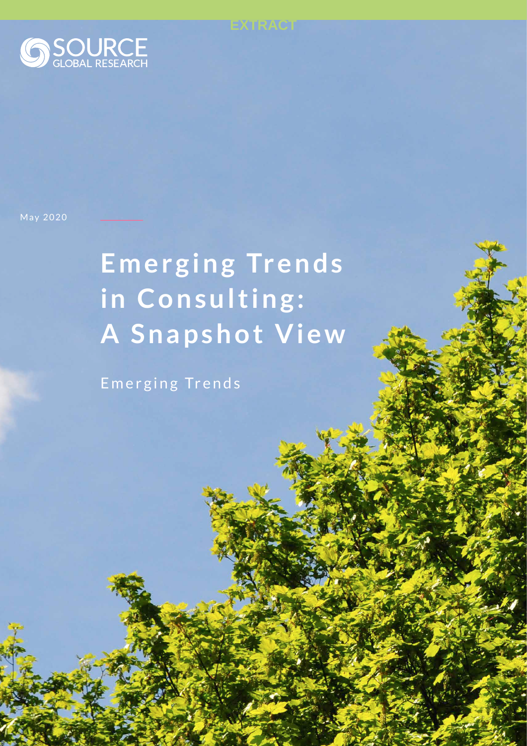EXTRACT

SOURCE GLOBAL RESEARCH

May 2020

# Emerging Trends in Consulting: A Snapshot View

Emerging Trends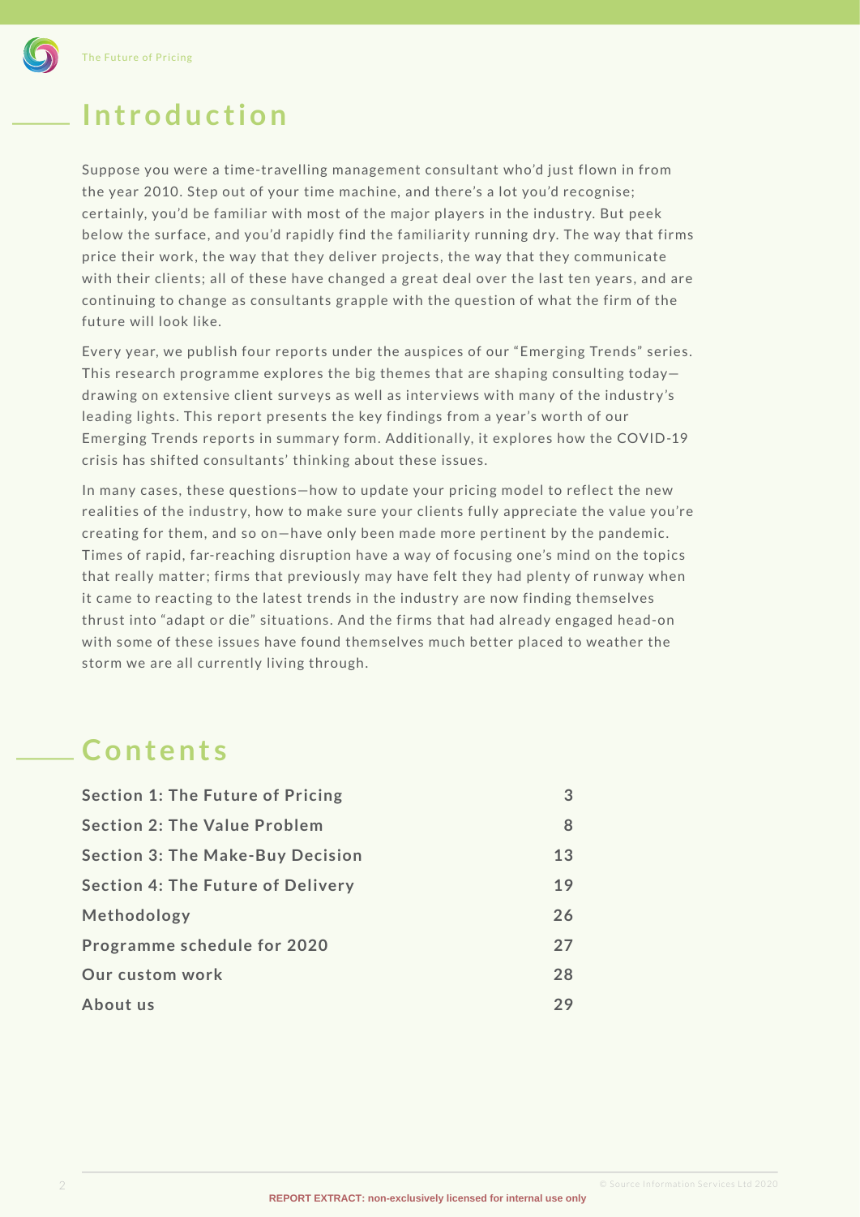## Introduction

Suppose you were a time-travelling management consultant who'd just flown in from the year 2010. Step out of your time machine, and there's a lot you'd recognise; certainly, you'd be familiar with most of the major players in the industry. But peek below the surface, and you'd rapidly find the familiarity running dry. The way that firms price their work, the way that they deliver projects, the way that they communicate with their clients; all of these have changed a great deal over the last ten years, and are continuing to change as consultants grapple with the question of what the firm of the future will look like.

Every year, we publish four reports under the auspices of our "Emerging Trends" series. This research programme explores the big themes that are shaping consulting today—drawing on extensive client surveys as well as interviews with many of the industry's leading lights. This report presents the key findings from a year's worth of our Emerging Trends reports in summary form. Additionally, it explores how the COVID-19 crisis has shifted consultants' thinking about these issues.

In many cases, these questions—how to update your pricing model to reflect the new realities of the industry, how to make sure your clients fully appreciate the value you're creating for them, and so on—have only been made more pertinent by the pandemic. Times of rapid, far-reaching disruption have a way of focusing one's mind on the topics that really matter; firms that previously may have felt they had plenty of runway when it came to reacting to the latest trends in the industry are now finding themselves thrust into "adapt or die" situations. And the firms that had already engaged head-on with some of these issues have found themselves much better placed to weather the storm we are all currently living through.

## Contents

| | |
|---|---|
| **Section 1: The Future of Pricing** | **3** |
| **Section 2: The Value Problem** | **8** |
| **Section 3: The Make-Buy Decision** | **13** |
| **Section 4: The Future of Delivery** | **19** |
| **Methodology** | **26** |
| **Programme schedule for 2020** | **27** |
| **Our custom work** | **28** |
| **About us** | **29** |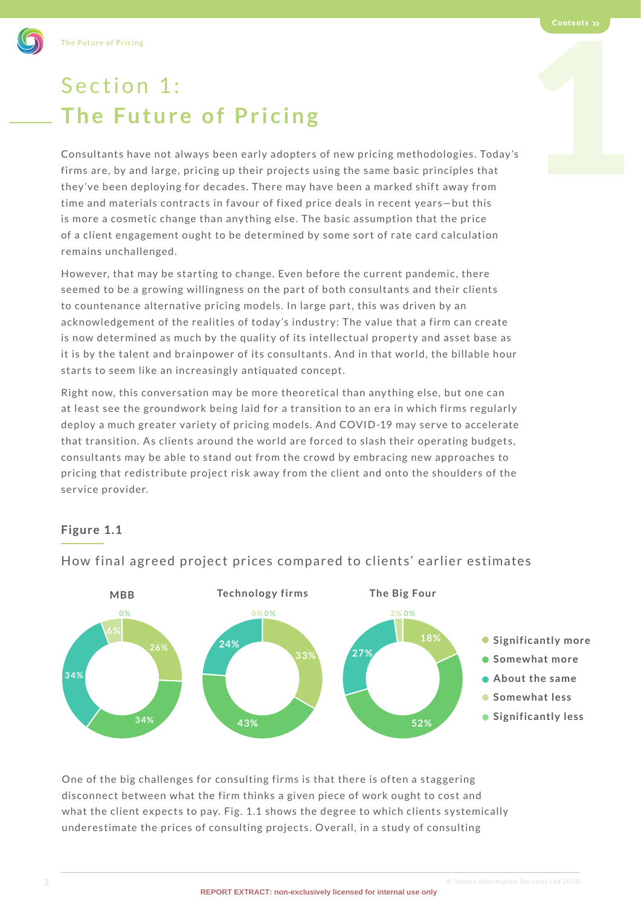# Section 1: The Future of Pricing

Consultants have not always been early adopters of new pricing methodologies. Today's firms are, by and large, pricing up their projects using the same basic principles that they've been deploying for decades. There may have been a marked shift away from time and materials contracts in favour of fixed price deals in recent years—but this is more a cosmetic change than anything else. The basic assumption that the price of a client engagement ought to be determined by some sort of rate card calculation remains unchallenged.

However, that may be starting to change. Even before the current pandemic, there seemed to be a growing willingness on the part of both consultants and their clients to countenance alternative pricing models. In large part, this was driven by an acknowledgement of the realities of today's industry: The value that a firm can create is now determined as much by the quality of its intellectual property and asset base as it is by the talent and brainpower of its consultants. And in that world, the billable hour starts to seem like an increasingly antiquated concept.

Right now, this conversation may be more theoretical than anything else, but one can at least see the groundwork being laid for a transition to an era in which firms regularly deploy a much greater variety of pricing models. And COVID-19 may serve to accelerate that transition. As clients around the world are forced to slash their operating budgets, consultants may be able to stand out from the crowd by embracing new approaches to pricing that redistribute project risk away from the client and onto the shoulders of the service provider.

**Figure 1.1**

How final agreed project prices compared to clients' earlier estimates

| | MBB | Technology firms | The Big Four |
|---|---|---|---|
| Significantly more | 26% | 33% | 18% |
| Somewhat more | 34% | 43% | 52% |
| About the same | 34% | 24% | 27% |
| Somewhat less | 6% | 0% | 2% |
| Significantly less | 0% | 0% | 0% |

One of the big challenges for consulting firms is that there is often a staggering disconnect between what the firm thinks a given piece of work ought to cost and what the client expects to pay. Fig. 1.1 shows the degree to which clients systemically underestimate the prices of consulting projects. Overall, in a study of consulting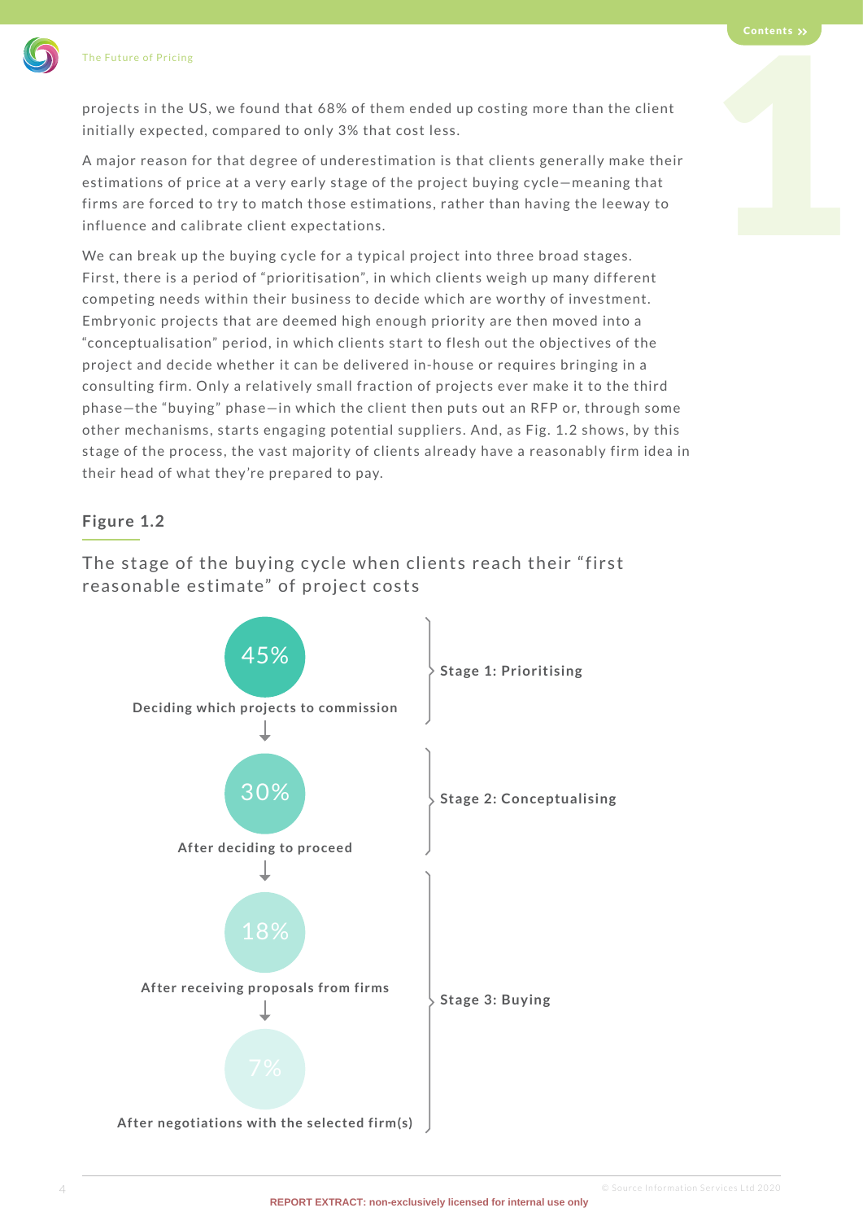projects in the US, we found that 68% of them ended up costing more than the client initially expected, compared to only 3% that cost less.

A major reason for that degree of underestimation is that clients generally make their estimations of price at a very early stage of the project buying cycle—meaning that firms are forced to try to match those estimations, rather than having the leeway to influence and calibrate client expectations.

We can break up the buying cycle for a typical project into three broad stages. First, there is a period of "prioritisation", in which clients weigh up many different competing needs within their business to decide which are worthy of investment. Embryonic projects that are deemed high enough priority are then moved into a "conceptualisation" period, in which clients start to flesh out the objectives of the project and decide whether it can be delivered in-house or requires bringing in a consulting firm. Only a relatively small fraction of projects ever make it to the third phase—the "buying" phase—in which the client then puts out an RFP or, through some other mechanisms, starts engaging potential suppliers. And, as Fig. 1.2 shows, by this stage of the process, the vast majority of clients already have a reasonably firm idea in their head of what they're prepared to pay.

### Figure 1.2

The stage of the buying cycle when clients reach their "first reasonable estimate" of project costs

| Percentage | Point in buying cycle | Stage |
|---|---|---|
| 45% | Deciding which projects to commission | Stage 1: Prioritising |
| 30% | After deciding to proceed | Stage 2: Conceptualising |
| 18% | After receiving proposals from firms | Stage 3: Buying |
| 7% | After negotiations with the selected firm(s) | Stage 3: Buying |

REPORT EXTRACT: non-exclusively licensed for internal use only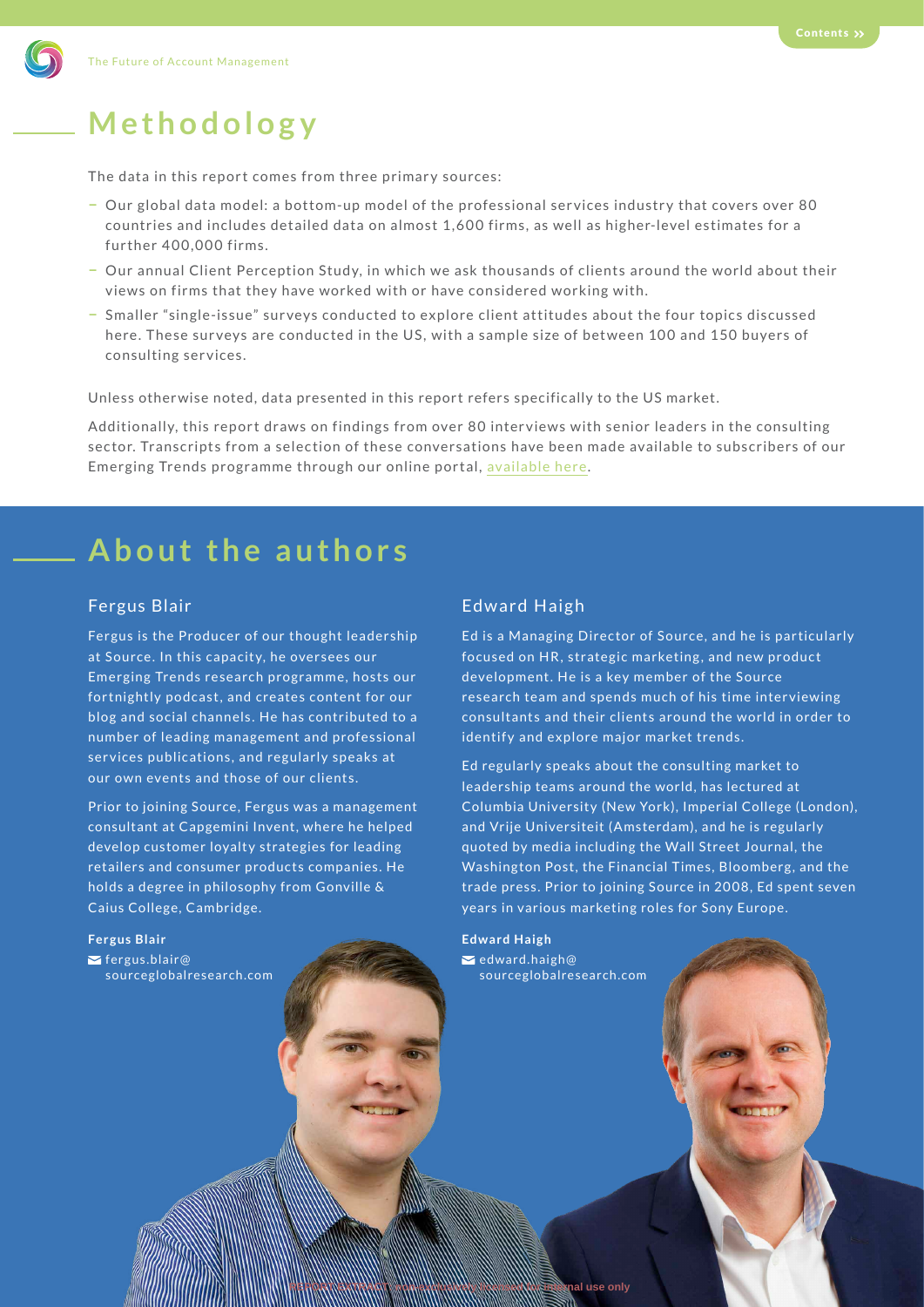# Methodology

The data in this report comes from three primary sources:

- Our global data model: a bottom-up model of the professional services industry that covers over 80 countries and includes detailed data on almost 1,600 firms, as well as higher-level estimates for a further 400,000 firms.
- Our annual Client Perception Study, in which we ask thousands of clients around the world about their views on firms that they have worked with or have considered working with.
- Smaller "single-issue" surveys conducted to explore client attitudes about the four topics discussed here. These surveys are conducted in the US, with a sample size of between 100 and 150 buyers of consulting services.

Unless otherwise noted, data presented in this report refers specifically to the US market.

Additionally, this report draws on findings from over 80 interviews with senior leaders in the consulting sector. Transcripts from a selection of these conversations have been made available to subscribers of our Emerging Trends programme through our online portal, available here.

# About the authors

## Fergus Blair

Fergus is the Producer of our thought leadership at Source. In this capacity, he oversees our Emerging Trends research programme, hosts our fortnightly podcast, and creates content for our blog and social channels. He has contributed to a number of leading management and professional services publications, and regularly speaks at our own events and those of our clients.

Prior to joining Source, Fergus was a management consultant at Capgemini Invent, where he helped develop customer loyalty strategies for leading retailers and consumer products companies. He holds a degree in philosophy from Gonville & Caius College, Cambridge.

**Fergus Blair**
fergus.blair@sourceglobalresearch.com

## Edward Haigh

Ed is a Managing Director of Source, and he is particularly focused on HR, strategic marketing, and new product development. He is a key member of the Source research team and spends much of his time interviewing consultants and their clients around the world in order to identify and explore major market trends.

Ed regularly speaks about the consulting market to leadership teams around the world, has lectured at Columbia University (New York), Imperial College (London), and Vrije Universiteit (Amsterdam), and he is regularly quoted by media including the Wall Street Journal, the Washington Post, the Financial Times, Bloomberg, and the trade press. Prior to joining Source in 2008, Ed spent seven years in various marketing roles for Sony Europe.

**Edward Haigh**
edward.haigh@sourceglobalresearch.com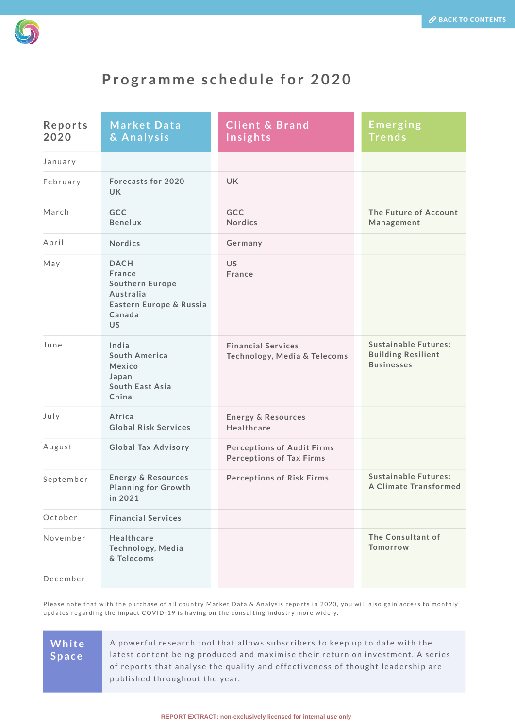# Programme schedule for 2020

| Reports 2020 | Market Data & Analysis | Client & Brand Insights | Emerging Trends |
|---|---|---|---|
| January | | | |
| February | Forecasts for 2020<br>UK | UK | |
| March | GCC<br>Benelux | GCC<br>Nordics | The Future of Account Management |
| April | Nordics | Germany | |
| May | DACH<br>France<br>Southern Europe<br>Australia<br>Eastern Europe & Russia<br>Canada<br>US | US<br>France | |
| June | India<br>South America<br>Mexico<br>Japan<br>South East Asia<br>China | Financial Services<br>Technology, Media & Telecoms | Sustainable Futures: Building Resilient Businesses |
| July | Africa<br>Global Risk Services | Energy & Resources<br>Healthcare | |
| August | Global Tax Advisory | Perceptions of Audit Firms<br>Perceptions of Tax Firms | |
| September | Energy & Resources<br>Planning for Growth in 2021 | Perceptions of Risk Firms | Sustainable Futures: A Climate Transformed |
| October | Financial Services | | |
| November | Healthcare<br>Technology, Media & Telecoms | | The Consultant of Tomorrow |
| December | | | |

Please note that with the purchase of all country Market Data & Analysis reports in 2020, you will also gain access to monthly updates regarding the impact COVID-19 is having on the consulting industry more widely.

**White Space**

A powerful research tool that allows subscribers to keep up to date with the latest content being produced and maximise their return on investment. A series of reports that analyse the quality and effectiveness of thought leadership are published throughout the year.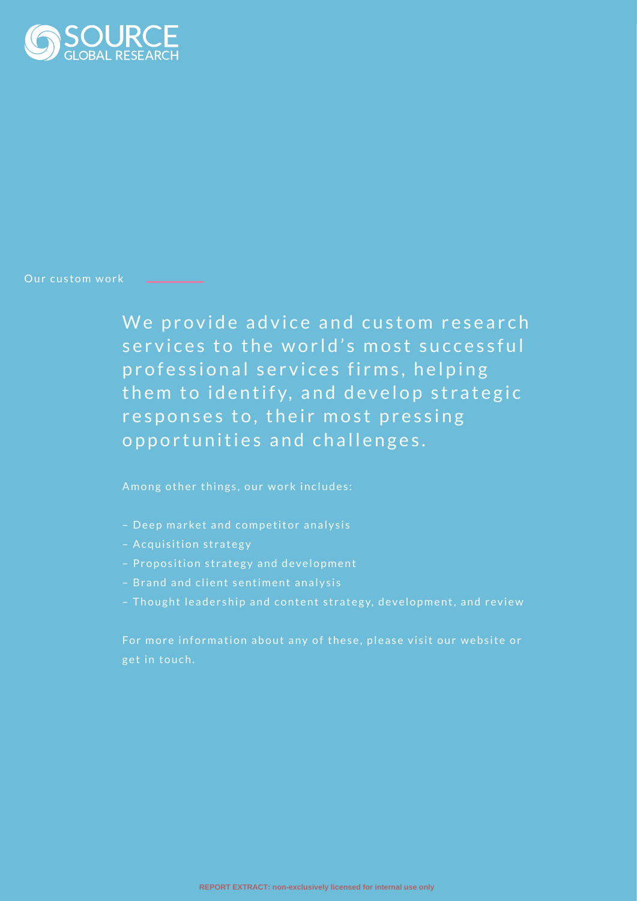SOURCE GLOBAL RESEARCH

Our custom work

## We provide advice and custom research services to the world's most successful professional services firms, helping them to identify, and develop strategic responses to, their most pressing opportunities and challenges.

Among other things, our work includes:

- Deep market and competitor analysis
- Acquisition strategy
- Proposition strategy and development
- Brand and client sentiment analysis
- Thought leadership and content strategy, development, and review

For more information about any of these, please visit our website or get in touch.

REPORT EXTRACT: non-exclusively licensed for internal use only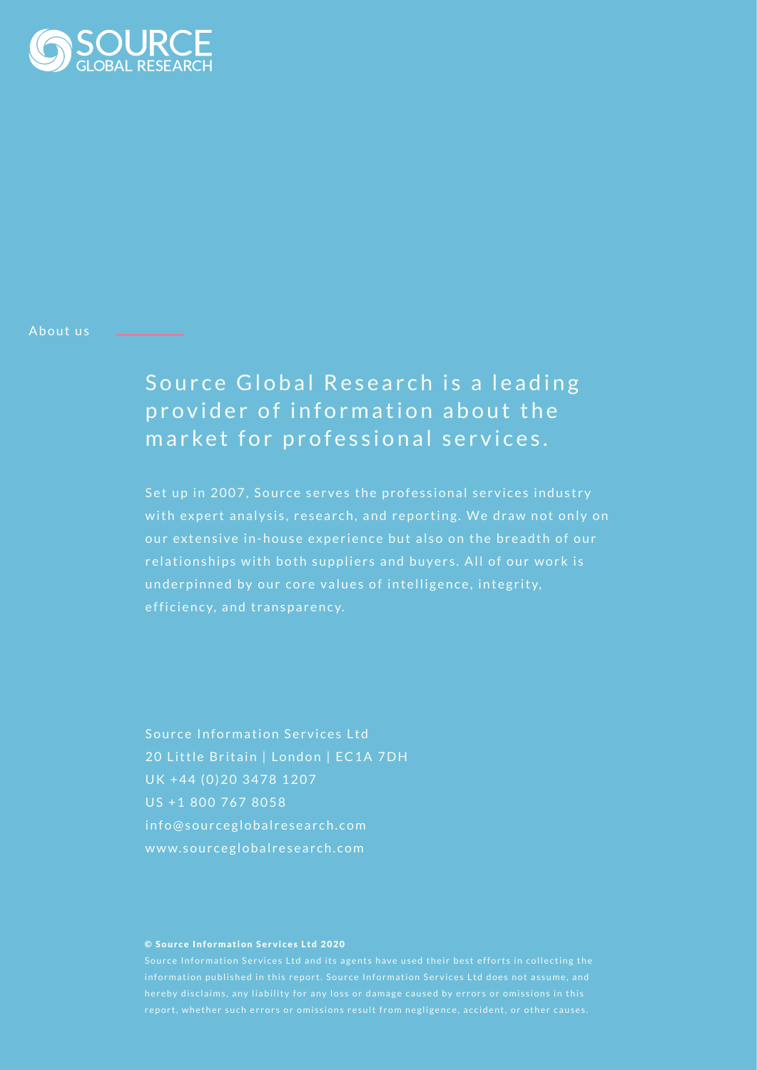SOURCE
GLOBAL RESEARCH

About us

## Source Global Research is a leading provider of information about the market for professional services.

Set up in 2007, Source serves the professional services industry with expert analysis, research, and reporting. We draw not only on our extensive in-house experience but also on the breadth of our relationships with both suppliers and buyers. All of our work is underpinned by our core values of intelligence, integrity, efficiency, and transparency.

Source Information Services Ltd
20 Little Britain | London | EC1A 7DH
UK +44 (0)20 3478 1207
US +1 800 767 8058
info@sourceglobalresearch.com
www.sourceglobalresearch.com

**© Source Information Services Ltd 2020**

Source Information Services Ltd and its agents have used their best efforts in collecting the information published in this report. Source Information Services Ltd does not assume, and hereby disclaims, any liability for any loss or damage caused by errors or omissions in this report, whether such errors or omissions result from negligence, accident, or other causes.